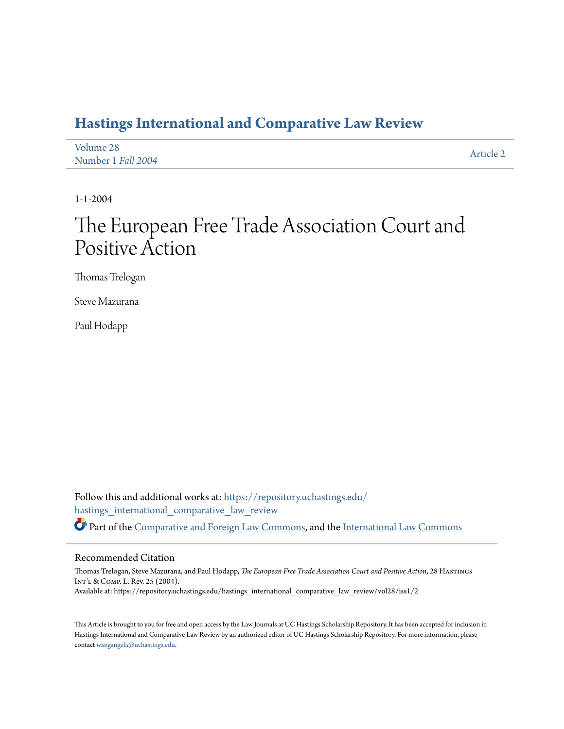# Hastings International and Comparative Law Review

Volume 28
Number 1 *Fall 2004*

Article 2

1-1-2004

# The European Free Trade Association Court and Positive Action

Thomas Trelogan

Steve Mazurana

Paul Hodapp

Follow this and additional works at: https://repository.uchastings.edu/hastings_international_comparative_law_review

Part of the Comparative and Foreign Law Commons, and the International Law Commons

## Recommended Citation

Thomas Trelogan, Steve Mazurana, and Paul Hodapp, *The European Free Trade Association Court and Positive Action*, 28 Hastings Int'l & Comp. L. Rev. 25 (2004).
Available at: https://repository.uchastings.edu/hastings_international_comparative_law_review/vol28/iss1/2

This Article is brought to you for free and open access by the Law Journals at UC Hastings Scholarship Repository. It has been accepted for inclusion in Hastings International and Comparative Law Review by an authorized editor of UC Hastings Scholarship Repository. For more information, please contact wangangela@uchastings.edu.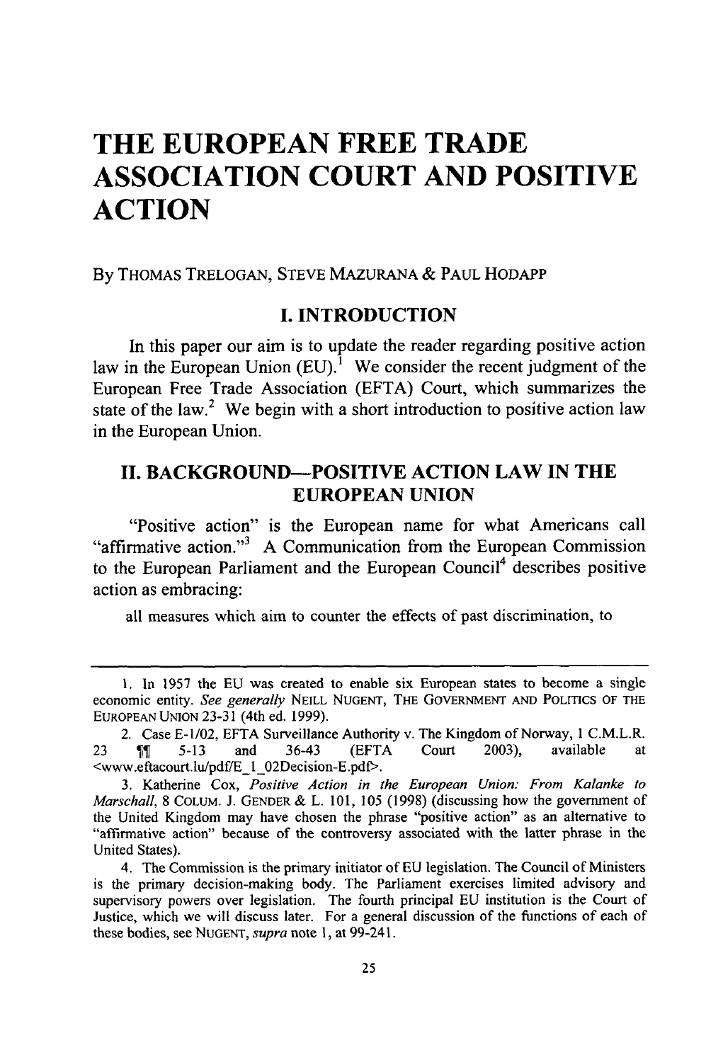# THE EUROPEAN FREE TRADE ASSOCIATION COURT AND POSITIVE ACTION

By THOMAS TRELOGAN, STEVE MAZURANA & PAUL HODAPP

## I. INTRODUCTION

In this paper our aim is to update the reader regarding positive action law in the European Union (EU).[1] We consider the recent judgment of the European Free Trade Association (EFTA) Court, which summarizes the state of the law.[2] We begin with a short introduction to positive action law in the European Union.

## II. BACKGROUND—POSITIVE ACTION LAW IN THE EUROPEAN UNION

"Positive action" is the European name for what Americans call "affirmative action."[3] A Communication from the European Commission to the European Parliament and the European Council[4] describes positive action as embracing:

> all measures which aim to counter the effects of past discrimination, to

---

1. In 1957 the EU was created to enable six European states to become a single economic entity. *See generally* NEILL NUGENT, THE GOVERNMENT AND POLITICS OF THE EUROPEAN UNION 23-31 (4th ed. 1999).

2. Case E-1/02, EFTA Surveillance Authority v. The Kingdom of Norway, 1 C.M.L.R. 23 ¶¶ 5-13 and 36-43 (EFTA Court 2003), available at <www.eftacourt.lu/pdf/E_1_02Decision-E.pdf>.

3. Katherine Cox, *Positive Action in the European Union: From Kalanke to Marschall*, 8 COLUM. J. GENDER & L. 101, 105 (1998) (discussing how the government of the United Kingdom may have chosen the phrase "positive action" as an alternative to "affirmative action" because of the controversy associated with the latter phrase in the United States).

4. The Commission is the primary initiator of EU legislation. The Council of Ministers is the primary decision-making body. The Parliament exercises limited advisory and supervisory powers over legislation. The fourth principal EU institution is the Court of Justice, which we will discuss later. For a general discussion of the functions of each of these bodies, see NUGENT, *supra* note 1, at 99-241.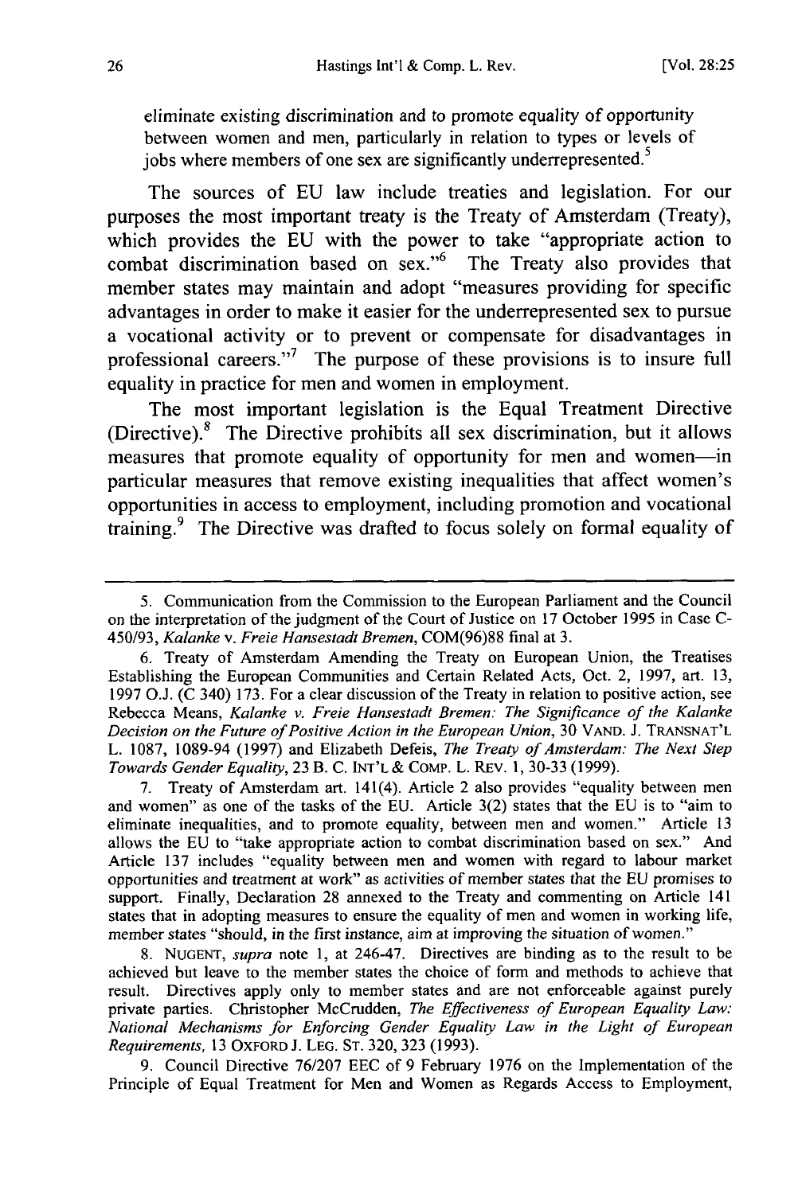eliminate existing discrimination and to promote equality of opportunity between women and men, particularly in relation to types or levels of jobs where members of one sex are significantly underrepresented.[5]

The sources of EU law include treaties and legislation. For our purposes the most important treaty is the Treaty of Amsterdam (Treaty), which provides the EU with the power to take "appropriate action to combat discrimination based on sex."[6] The Treaty also provides that member states may maintain and adopt "measures providing for specific advantages in order to make it easier for the underrepresented sex to pursue a vocational activity or to prevent or compensate for disadvantages in professional careers."[7] The purpose of these provisions is to insure full equality in practice for men and women in employment.

The most important legislation is the Equal Treatment Directive (Directive).[8] The Directive prohibits all sex discrimination, but it allows measures that promote equality of opportunity for men and women—in particular measures that remove existing inequalities that affect women's opportunities in access to employment, including promotion and vocational training.[9] The Directive was drafted to focus solely on formal equality of

---

5. Communication from the Commission to the European Parliament and the Council on the interpretation of the judgment of the Court of Justice on 17 October 1995 in Case C-450/93, *Kalanke v. Freie Hansestadt Bremen*, COM(96)88 final at 3.

6. Treaty of Amsterdam Amending the Treaty on European Union, the Treatises Establishing the European Communities and Certain Related Acts, Oct. 2, 1997, art. 13, 1997 O.J. (C 340) 173. For a clear discussion of the Treaty in relation to positive action, see Rebecca Means, *Kalanke v. Freie Hansestadt Bremen: The Significance of the Kalanke Decision on the Future of Positive Action in the European Union*, 30 VAND. J. TRANSNAT'L L. 1087, 1089-94 (1997) and Elizabeth Defeis, *The Treaty of Amsterdam: The Next Step Towards Gender Equality*, 23 B. C. INT'L & COMP. L. REV. 1, 30-33 (1999).

7. Treaty of Amsterdam art. 141(4). Article 2 also provides "equality between men and women" as one of the tasks of the EU. Article 3(2) states that the EU is to "aim to eliminate inequalities, and to promote equality, between men and women." Article 13 allows the EU to "take appropriate action to combat discrimination based on sex." And Article 137 includes "equality between men and women with regard to labour market opportunities and treatment at work" as activities of member states that the EU promises to support. Finally, Declaration 28 annexed to the Treaty and commenting on Article 141 states that in adopting measures to ensure the equality of men and women in working life, member states "should, in the first instance, aim at improving the situation of women."

8. NUGENT, *supra* note 1, at 246-47. Directives are binding as to the result to be achieved but leave to the member states the choice of form and methods to achieve that result. Directives apply only to member states and are not enforceable against purely private parties. Christopher McCrudden, *The Effectiveness of European Equality Law: National Mechanisms for Enforcing Gender Equality Law in the Light of European Requirements*, 13 OXFORD J. LEG. ST. 320, 323 (1993).

9. Council Directive 76/207 EEC of 9 February 1976 on the Implementation of the Principle of Equal Treatment for Men and Women as Regards Access to Employment,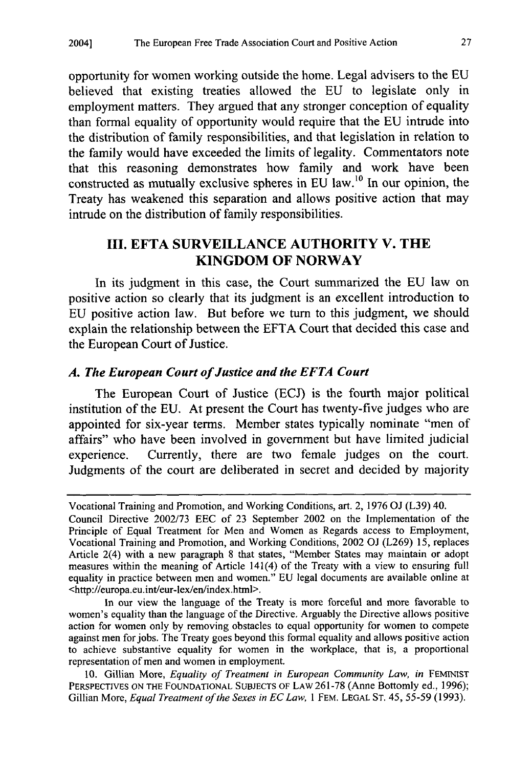opportunity for women working outside the home. Legal advisers to the EU believed that existing treaties allowed the EU to legislate only in employment matters. They argued that any stronger conception of equality than formal equality of opportunity would require that the EU intrude into the distribution of family responsibilities, and that legislation in relation to the family would have exceeded the limits of legality. Commentators note that this reasoning demonstrates how family and work have been constructed as mutually exclusive spheres in EU law.[10] In our opinion, the Treaty has weakened this separation and allows positive action that may intrude on the distribution of family responsibilities.

## III. EFTA SURVEILLANCE AUTHORITY V. THE KINGDOM OF NORWAY

In its judgment in this case, the Court summarized the EU law on positive action so clearly that its judgment is an excellent introduction to EU positive action law. But before we turn to this judgment, we should explain the relationship between the EFTA Court that decided this case and the European Court of Justice.

### *A. The European Court of Justice and the EFTA Court*

The European Court of Justice (ECJ) is the fourth major political institution of the EU. At present the Court has twenty-five judges who are appointed for six-year terms. Member states typically nominate "men of affairs" who have been involved in government but have limited judicial experience. Currently, there are two female judges on the court. Judgments of the court are deliberated in secret and decided by majority

---

Vocational Training and Promotion, and Working Conditions, art. 2, 1976 OJ (L39) 40. Council Directive 2002/73 EEC of 23 September 2002 on the Implementation of the Principle of Equal Treatment for Men and Women as Regards access to Employment, Vocational Training and Promotion, and Working Conditions, 2002 OJ (L269) 15, replaces Article 2(4) with a new paragraph 8 that states, "Member States may maintain or adopt measures within the meaning of Article 141(4) of the Treaty with a view to ensuring full equality in practice between men and women." EU legal documents are available online at <http://europa.eu.int/eur-lex/en/index.html>.

In our view the language of the Treaty is more forceful and more favorable to women's equality than the language of the Directive. Arguably the Directive allows positive action for women only by removing obstacles to equal opportunity for women to compete against men for jobs. The Treaty goes beyond this formal equality and allows positive action to achieve substantive equality for women in the workplace, that is, a proportional representation of men and women in employment.

10. Gillian More, *Equality of Treatment in European Community Law*, *in* FEMINIST PERSPECTIVES ON THE FOUNDATIONAL SUBJECTS OF LAW 261-78 (Anne Bottomly ed., 1996); Gillian More, *Equal Treatment of the Sexes in EC Law*, 1 FEM. LEGAL ST. 45, 55-59 (1993).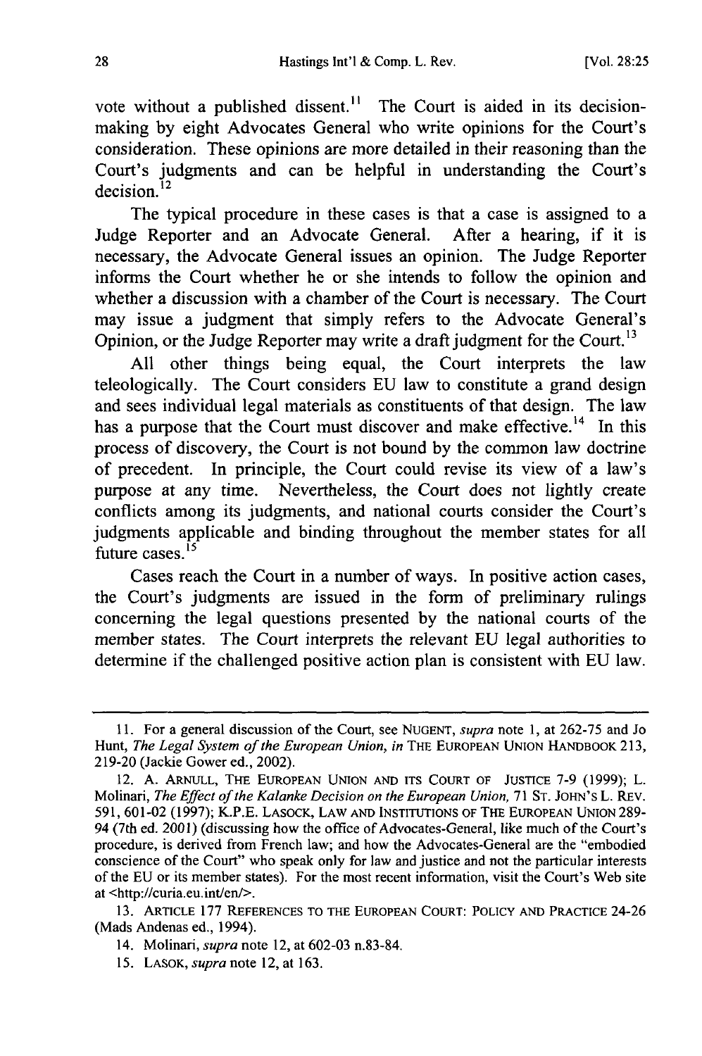vote without a published dissent.[11] The Court is aided in its decision-making by eight Advocates General who write opinions for the Court's consideration. These opinions are more detailed in their reasoning than the Court's judgments and can be helpful in understanding the Court's decision.[12]

The typical procedure in these cases is that a case is assigned to a Judge Reporter and an Advocate General. After a hearing, if it is necessary, the Advocate General issues an opinion. The Judge Reporter informs the Court whether he or she intends to follow the opinion and whether a discussion with a chamber of the Court is necessary. The Court may issue a judgment that simply refers to the Advocate General's Opinion, or the Judge Reporter may write a draft judgment for the Court.[13]

All other things being equal, the Court interprets the law teleologically. The Court considers EU law to constitute a grand design and sees individual legal materials as constituents of that design. The law has a purpose that the Court must discover and make effective.[14] In this process of discovery, the Court is not bound by the common law doctrine of precedent. In principle, the Court could revise its view of a law's purpose at any time. Nevertheless, the Court does not lightly create conflicts among its judgments, and national courts consider the Court's judgments applicable and binding throughout the member states for all future cases.[15]

Cases reach the Court in a number of ways. In positive action cases, the Court's judgments are issued in the form of preliminary rulings concerning the legal questions presented by the national courts of the member states. The Court interprets the relevant EU legal authorities to determine if the challenged positive action plan is consistent with EU law.

---

11. For a general discussion of the Court, see NUGENT, *supra* note 1, at 262-75 and Jo Hunt, *The Legal System of the European Union*, *in* THE EUROPEAN UNION HANDBOOK 213, 219-20 (Jackie Gower ed., 2002).

12. A. ARNULL, THE EUROPEAN UNION AND ITS COURT OF JUSTICE 7-9 (1999); L. Molinari, *The Effect of the Kalanke Decision on the European Union*, 71 ST. JOHN'S L. REV. 591, 601-02 (1997); K.P.E. LASOCK, LAW AND INSTITUTIONS OF THE EUROPEAN UNION 289-94 (7th ed. 2001) (discussing how the office of Advocates-General, like much of the Court's procedure, is derived from French law; and how the Advocates-General are the "embodied conscience of the Court" who speak only for law and justice and not the particular interests of the EU or its member states). For the most recent information, visit the Court's Web site at <http://curia.eu.int/en/>.

13. ARTICLE 177 REFERENCES TO THE EUROPEAN COURT: POLICY AND PRACTICE 24-26 (Mads Andenas ed., 1994).

14. Molinari, *supra* note 12, at 602-03 n.83-84.

15. LASOK, *supra* note 12, at 163.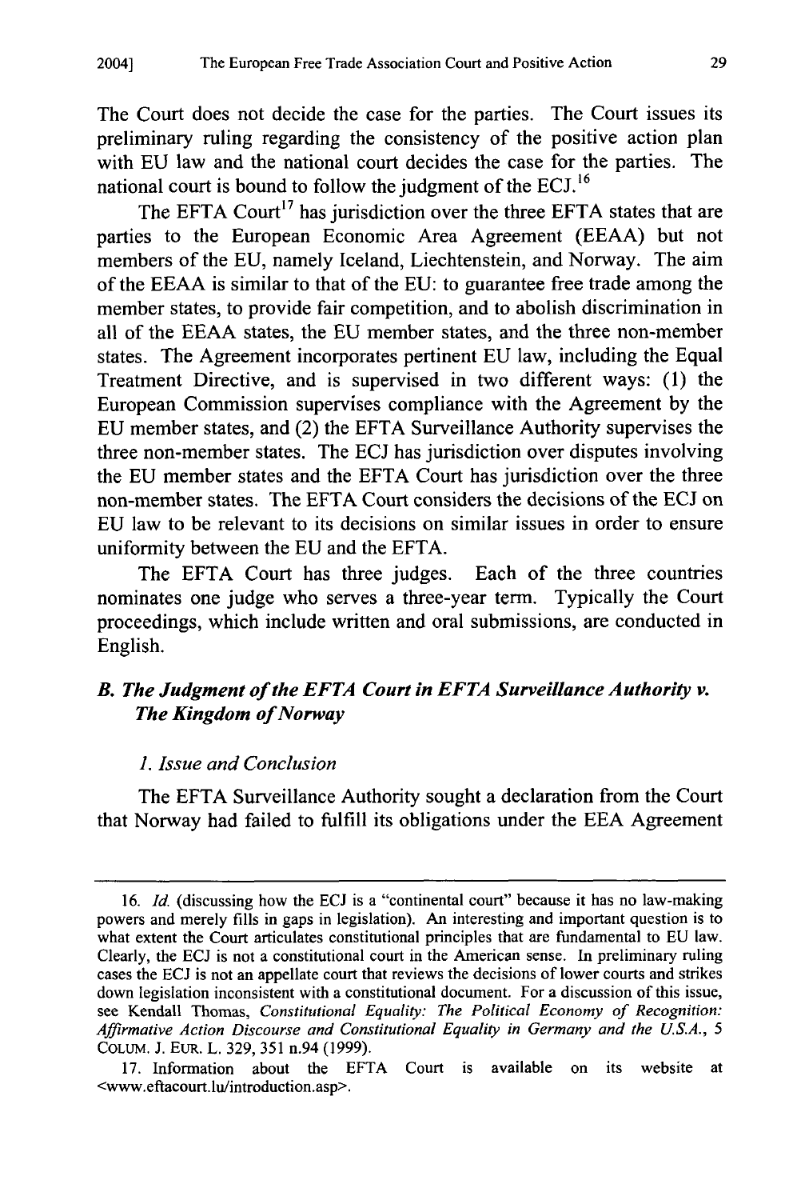The Court does not decide the case for the parties. The Court issues its preliminary ruling regarding the consistency of the positive action plan with EU law and the national court decides the case for the parties. The national court is bound to follow the judgment of the ECJ.[16]

The EFTA Court[17] has jurisdiction over the three EFTA states that are parties to the European Economic Area Agreement (EEAA) but not members of the EU, namely Iceland, Liechtenstein, and Norway. The aim of the EEAA is similar to that of the EU: to guarantee free trade among the member states, to provide fair competition, and to abolish discrimination in all of the EEAA states, the EU member states, and the three non-member states. The Agreement incorporates pertinent EU law, including the Equal Treatment Directive, and is supervised in two different ways: (1) the European Commission supervises compliance with the Agreement by the EU member states, and (2) the EFTA Surveillance Authority supervises the three non-member states. The ECJ has jurisdiction over disputes involving the EU member states and the EFTA Court has jurisdiction over the three non-member states. The EFTA Court considers the decisions of the ECJ on EU law to be relevant to its decisions on similar issues in order to ensure uniformity between the EU and the EFTA.

The EFTA Court has three judges. Each of the three countries nominates one judge who serves a three-year term. Typically the Court proceedings, which include written and oral submissions, are conducted in English.

### *B. The Judgment of the EFTA Court in EFTA Surveillance Authority v. The Kingdom of Norway*

#### *1. Issue and Conclusion*

The EFTA Surveillance Authority sought a declaration from the Court that Norway had failed to fulfill its obligations under the EEA Agreement

---

16. *Id.* (discussing how the ECJ is a "continental court" because it has no law-making powers and merely fills in gaps in legislation). An interesting and important question is to what extent the Court articulates constitutional principles that are fundamental to EU law. Clearly, the ECJ is not a constitutional court in the American sense. In preliminary ruling cases the ECJ is not an appellate court that reviews the decisions of lower courts and strikes down legislation inconsistent with a constitutional document. For a discussion of this issue, see Kendall Thomas, *Constitutional Equality: The Political Economy of Recognition: Affirmative Action Discourse and Constitutional Equality in Germany and the U.S.A.*, 5 COLUM. J. EUR. L. 329, 351 n.94 (1999).

17. Information about the EFTA Court is available on its website at <www.eftacourt.lu/introduction.asp>.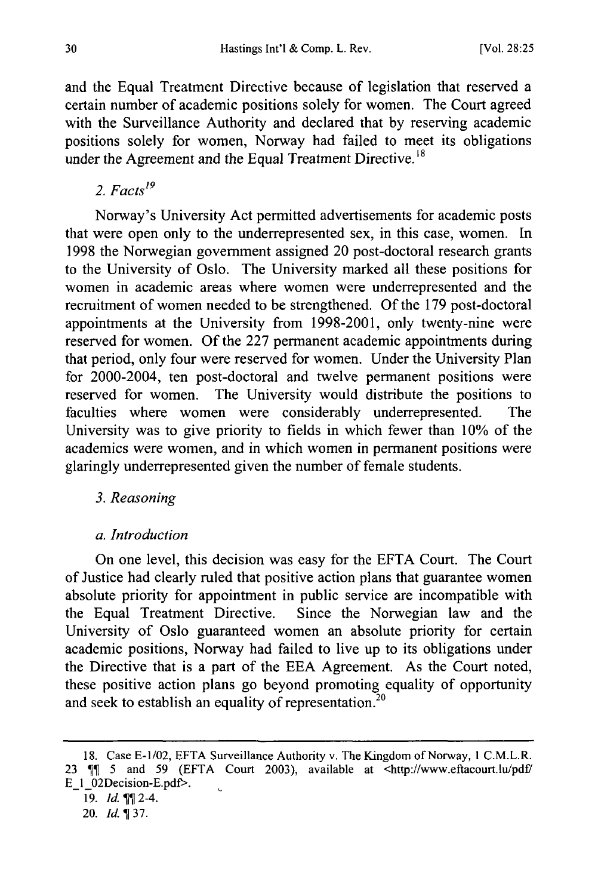and the Equal Treatment Directive because of legislation that reserved a certain number of academic positions solely for women. The Court agreed with the Surveillance Authority and declared that by reserving academic positions solely for women, Norway had failed to meet its obligations under the Agreement and the Equal Treatment Directive.[18]

### *2. Facts*[19]

Norway's University Act permitted advertisements for academic posts that were open only to the underrepresented sex, in this case, women. In 1998 the Norwegian government assigned 20 post-doctoral research grants to the University of Oslo. The University marked all these positions for women in academic areas where women were underrepresented and the recruitment of women needed to be strengthened. Of the 179 post-doctoral appointments at the University from 1998-2001, only twenty-nine were reserved for women. Of the 227 permanent academic appointments during that period, only four were reserved for women. Under the University Plan for 2000-2004, ten post-doctoral and twelve permanent positions were reserved for women. The University would distribute the positions to faculties where women were considerably underrepresented. The University was to give priority to fields in which fewer than 10% of the academics were women, and in which women in permanent positions were glaringly underrepresented given the number of female students.

### *3. Reasoning*

#### *a. Introduction*

On one level, this decision was easy for the EFTA Court. The Court of Justice had clearly ruled that positive action plans that guarantee women absolute priority for appointment in public service are incompatible with the Equal Treatment Directive. Since the Norwegian law and the University of Oslo guaranteed women an absolute priority for certain academic positions, Norway had failed to live up to its obligations under the Directive that is a part of the EEA Agreement. As the Court noted, these positive action plans go beyond promoting equality of opportunity and seek to establish an equality of representation.[20]

---

18. Case E-1/02, EFTA Surveillance Authority v. The Kingdom of Norway, 1 C.M.L.R. 23 ¶¶ 5 and 59 (EFTA Court 2003), available at <http://www.eftacourt.lu/pdf/E_1_02Decision-E.pdf>.

19. *Id.* ¶¶ 2-4.

20. *Id.* ¶ 37.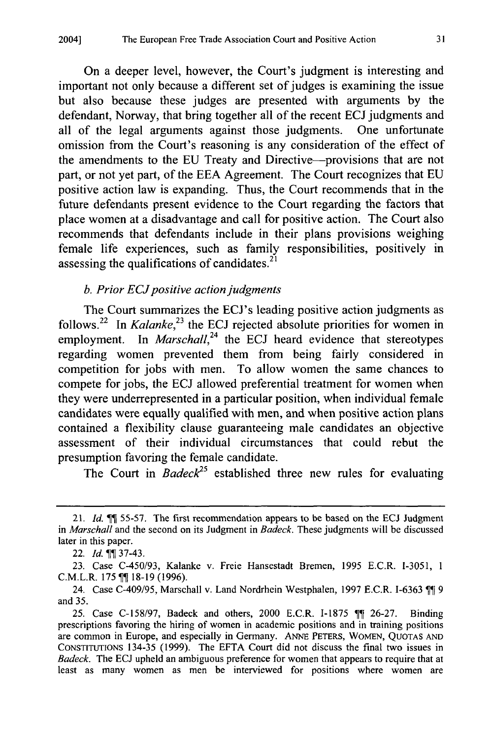On a deeper level, however, the Court's judgment is interesting and important not only because a different set of judges is examining the issue but also because these judges are presented with arguments by the defendant, Norway, that bring together all of the recent ECJ judgments and all of the legal arguments against those judgments. One unfortunate omission from the Court's reasoning is any consideration of the effect of the amendments to the EU Treaty and Directive—provisions that are not part, or not yet part, of the EEA Agreement. The Court recognizes that EU positive action law is expanding. Thus, the Court recommends that in the future defendants present evidence to the Court regarding the factors that place women at a disadvantage and call for positive action. The Court also recommends that defendants include in their plans provisions weighing female life experiences, such as family responsibilities, positively in assessing the qualifications of candidates.[21]

### *b. Prior ECJ positive action judgments*

The Court summarizes the ECJ's leading positive action judgments as follows.[22] In *Kalanke*,[23] the ECJ rejected absolute priorities for women in employment. In *Marschall*,[24] the ECJ heard evidence that stereotypes regarding women prevented them from being fairly considered in competition for jobs with men. To allow women the same chances to compete for jobs, the ECJ allowed preferential treatment for women when they were underrepresented in a particular position, when individual female candidates were equally qualified with men, and when positive action plans contained a flexibility clause guaranteeing male candidates an objective assessment of their individual circumstances that could rebut the presumption favoring the female candidate.

The Court in *Badeck*[25] established three new rules for evaluating

---

21. *Id.* ¶¶ 55-57. The first recommendation appears to be based on the ECJ Judgment in *Marschall* and the second on its Judgment in *Badeck*. These judgments will be discussed later in this paper.

22. *Id.* ¶¶ 37-43.

23. Case C-450/93, Kalanke v. Freie Hansestadt Bremen, 1995 E.C.R. I-3051, 1 C.M.L.R. 175 ¶¶ 18-19 (1996).

24. Case C-409/95, Marschall v. Land Nordrhein Westphalen, 1997 E.C.R. I-6363 ¶¶ 9 and 35.

25. Case C-158/97, Badeck and others, 2000 E.C.R. I-1875 ¶¶ 26-27. Binding prescriptions favoring the hiring of women in academic positions and in training positions are common in Europe, and especially in Germany. ANNE PETERS, WOMEN, QUOTAS AND CONSTITUTIONS 134-35 (1999). The EFTA Court did not discuss the final two issues in *Badeck*. The ECJ upheld an ambiguous preference for women that appears to require that at least as many women as men be interviewed for positions where women are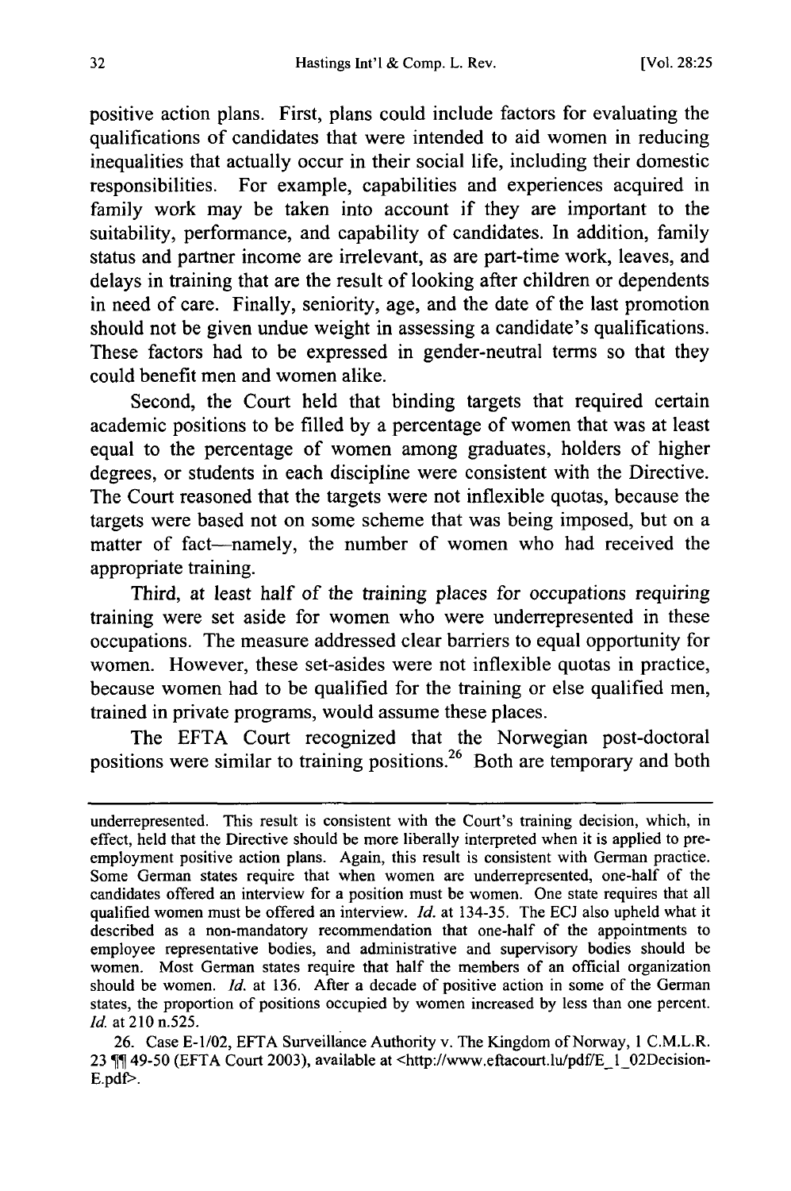positive action plans. First, plans could include factors for evaluating the qualifications of candidates that were intended to aid women in reducing inequalities that actually occur in their social life, including their domestic responsibilities. For example, capabilities and experiences acquired in family work may be taken into account if they are important to the suitability, performance, and capability of candidates. In addition, family status and partner income are irrelevant, as are part-time work, leaves, and delays in training that are the result of looking after children or dependents in need of care. Finally, seniority, age, and the date of the last promotion should not be given undue weight in assessing a candidate's qualifications. These factors had to be expressed in gender-neutral terms so that they could benefit men and women alike.

Second, the Court held that binding targets that required certain academic positions to be filled by a percentage of women that was at least equal to the percentage of women among graduates, holders of higher degrees, or students in each discipline were consistent with the Directive. The Court reasoned that the targets were not inflexible quotas, because the targets were based not on some scheme that was being imposed, but on a matter of fact—namely, the number of women who had received the appropriate training.

Third, at least half of the training places for occupations requiring training were set aside for women who were underrepresented in these occupations. The measure addressed clear barriers to equal opportunity for women. However, these set-asides were not inflexible quotas in practice, because women had to be qualified for the training or else qualified men, trained in private programs, would assume these places.

The EFTA Court recognized that the Norwegian post-doctoral positions were similar to training positions.[26] Both are temporary and both

---

underrepresented. This result is consistent with the Court's training decision, which, in effect, held that the Directive should be more liberally interpreted when it is applied to pre-employment positive action plans. Again, this result is consistent with German practice. Some German states require that when women are underrepresented, one-half of the candidates offered an interview for a position must be women. One state requires that all qualified women must be offered an interview. *Id.* at 134-35. The ECJ also upheld what it described as a non-mandatory recommendation that one-half of the appointments to employee representative bodies, and administrative and supervisory bodies should be women. Most German states require that half the members of an official organization should be women. *Id.* at 136. After a decade of positive action in some of the German states, the proportion of positions occupied by women increased by less than one percent. *Id.* at 210 n.525.

26. Case E-1/02, EFTA Surveillance Authority v. The Kingdom of Norway, 1 C.M.L.R. 23 ¶¶ 49-50 (EFTA Court 2003), available at <http://www.eftacourt.lu/pdf/E_1_02Decision-E.pdf>.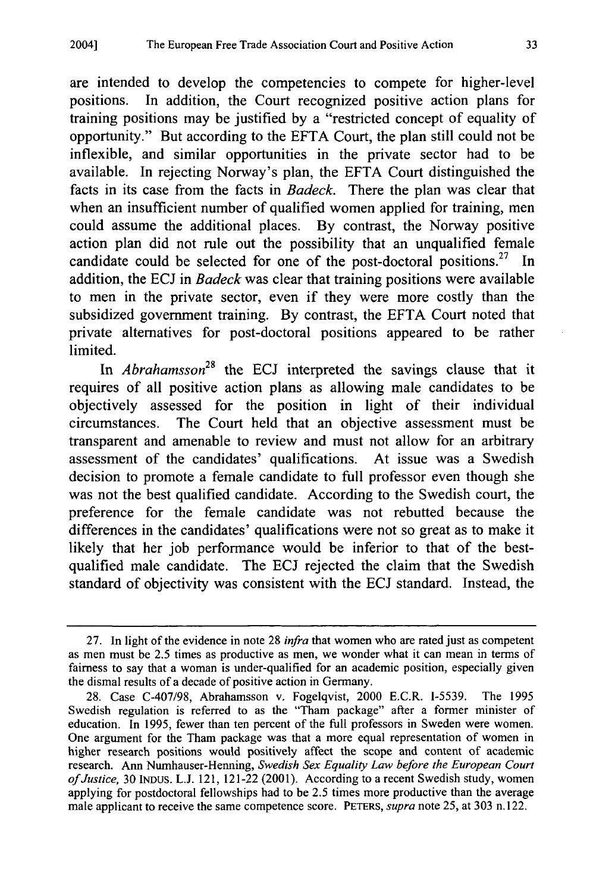are intended to develop the competencies to compete for higher-level positions. In addition, the Court recognized positive action plans for training positions may be justified by a "restricted concept of equality of opportunity." But according to the EFTA Court, the plan still could not be inflexible, and similar opportunities in the private sector had to be available. In rejecting Norway's plan, the EFTA Court distinguished the facts in its case from the facts in *Badeck*. There the plan was clear that when an insufficient number of qualified women applied for training, men could assume the additional places. By contrast, the Norway positive action plan did not rule out the possibility that an unqualified female candidate could be selected for one of the post-doctoral positions.[27] In addition, the ECJ in *Badeck* was clear that training positions were available to men in the private sector, even if they were more costly than the subsidized government training. By contrast, the EFTA Court noted that private alternatives for post-doctoral positions appeared to be rather limited.

In *Abrahamsson*[28] the ECJ interpreted the savings clause that it requires of all positive action plans as allowing male candidates to be objectively assessed for the position in light of their individual circumstances. The Court held that an objective assessment must be transparent and amenable to review and must not allow for an arbitrary assessment of the candidates' qualifications. At issue was a Swedish decision to promote a female candidate to full professor even though she was not the best qualified candidate. According to the Swedish court, the preference for the female candidate was not rebutted because the differences in the candidates' qualifications were not so great as to make it likely that her job performance would be inferior to that of the best-qualified male candidate. The ECJ rejected the claim that the Swedish standard of objectivity was consistent with the ECJ standard. Instead, the

---

27. In light of the evidence in note 28 *infra* that women who are rated just as competent as men must be 2.5 times as productive as men, we wonder what it can mean in terms of fairness to say that a woman is under-qualified for an academic position, especially given the dismal results of a decade of positive action in Germany.

28. Case C-407/98, Abrahamsson v. Fogelqvist, 2000 E.C.R. I-5539. The 1995 Swedish regulation is referred to as the "Tham package" after a former minister of education. In 1995, fewer than ten percent of the full professors in Sweden were women. One argument for the Tham package was that a more equal representation of women in higher research positions would positively affect the scope and content of academic research. Ann Numhauser-Henning, *Swedish Sex Equality Law before the European Court of Justice*, 30 INDUS. L.J. 121, 121-22 (2001). According to a recent Swedish study, women applying for postdoctoral fellowships had to be 2.5 times more productive than the average male applicant to receive the same competence score. PETERS, *supra* note 25, at 303 n.122.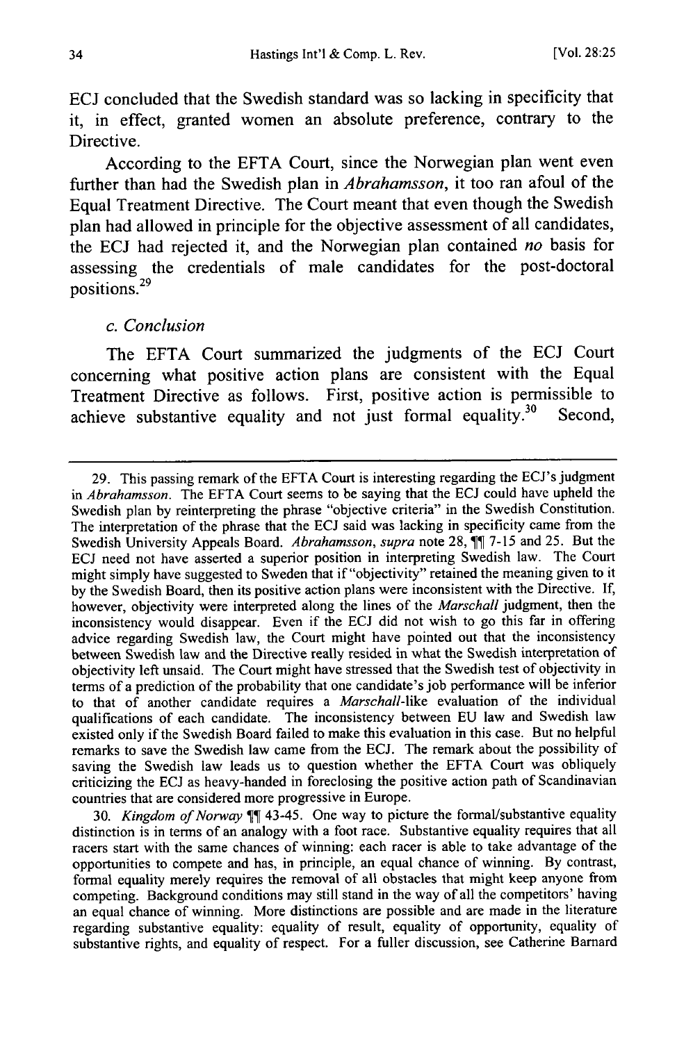ECJ concluded that the Swedish standard was so lacking in specificity that it, in effect, granted women an absolute preference, contrary to the Directive.

According to the EFTA Court, since the Norwegian plan went even further than had the Swedish plan in *Abrahamsson*, it too ran afoul of the Equal Treatment Directive. The Court meant that even though the Swedish plan had allowed in principle for the objective assessment of all candidates, the ECJ had rejected it, and the Norwegian plan contained *no* basis for assessing the credentials of male candidates for the post-doctoral positions.[29]

### c. Conclusion

The EFTA Court summarized the judgments of the ECJ Court concerning what positive action plans are consistent with the Equal Treatment Directive as follows. First, positive action is permissible to achieve substantive equality and not just formal equality.[30] Second,

---

29. This passing remark of the EFTA Court is interesting regarding the ECJ's judgment in *Abrahamsson*. The EFTA Court seems to be saying that the ECJ could have upheld the Swedish plan by reinterpreting the phrase "objective criteria" in the Swedish Constitution. The interpretation of the phrase that the ECJ said was lacking in specificity came from the Swedish University Appeals Board. *Abrahamsson*, *supra* note 28, ¶¶ 7-15 and 25. But the ECJ need not have asserted a superior position in interpreting Swedish law. The Court might simply have suggested to Sweden that if "objectivity" retained the meaning given to it by the Swedish Board, then its positive action plans were inconsistent with the Directive. If, however, objectivity were interpreted along the lines of the *Marschall* judgment, then the inconsistency would disappear. Even if the ECJ did not wish to go this far in offering advice regarding Swedish law, the Court might have pointed out that the inconsistency between Swedish law and the Directive really resided in what the Swedish interpretation of objectivity left unsaid. The Court might have stressed that the Swedish test of objectivity in terms of a prediction of the probability that one candidate's job performance will be inferior to that of another candidate requires a *Marschall*-like evaluation of the individual qualifications of each candidate. The inconsistency between EU law and Swedish law existed only if the Swedish Board failed to make this evaluation in this case. But no helpful remarks to save the Swedish law came from the ECJ. The remark about the possibility of saving the Swedish law leads us to question whether the EFTA Court was obliquely criticizing the ECJ as heavy-handed in foreclosing the positive action path of Scandinavian countries that are considered more progressive in Europe.

30. *Kingdom of Norway* ¶¶ 43-45. One way to picture the formal/substantive equality distinction is in terms of an analogy with a foot race. Substantive equality requires that all racers start with the same chances of winning: each racer is able to take advantage of the opportunities to compete and has, in principle, an equal chance of winning. By contrast, formal equality merely requires the removal of all obstacles that might keep anyone from competing. Background conditions may still stand in the way of all the competitors' having an equal chance of winning. More distinctions are possible and are made in the literature regarding substantive equality: equality of result, equality of opportunity, equality of substantive rights, and equality of respect. For a fuller discussion, see Catherine Barnard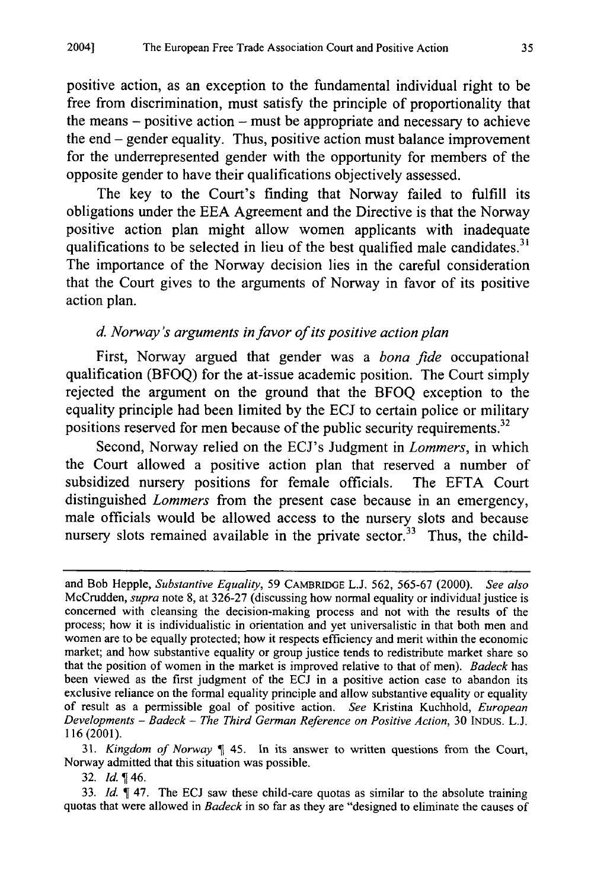positive action, as an exception to the fundamental individual right to be free from discrimination, must satisfy the principle of proportionality that the means – positive action – must be appropriate and necessary to achieve the end – gender equality. Thus, positive action must balance improvement for the underrepresented gender with the opportunity for members of the opposite gender to have their qualifications objectively assessed.

The key to the Court's finding that Norway failed to fulfill its obligations under the EEA Agreement and the Directive is that the Norway positive action plan might allow women applicants with inadequate qualifications to be selected in lieu of the best qualified male candidates.[31] The importance of the Norway decision lies in the careful consideration that the Court gives to the arguments of Norway in favor of its positive action plan.

#### *d. Norway's arguments in favor of its positive action plan*

First, Norway argued that gender was a *bona fide* occupational qualification (BFOQ) for the at-issue academic position. The Court simply rejected the argument on the ground that the BFOQ exception to the equality principle had been limited by the ECJ to certain police or military positions reserved for men because of the public security requirements.[32]

Second, Norway relied on the ECJ's Judgment in *Lommers*, in which the Court allowed a positive action plan that reserved a number of subsidized nursery positions for female officials. The EFTA Court distinguished *Lommers* from the present case because in an emergency, male officials would be allowed access to the nursery slots and because nursery slots remained available in the private sector.[33] Thus, the child-

---

and Bob Hepple, *Substantive Equality*, 59 CAMBRIDGE L.J. 562, 565-67 (2000). *See also* McCrudden, *supra* note 8, at 326-27 (discussing how normal equality or individual justice is concerned with cleansing the decision-making process and not with the results of the process; how it is individualistic in orientation and yet universalistic in that both men and women are to be equally protected; how it respects efficiency and merit within the economic market; and how substantive equality or group justice tends to redistribute market share so that the position of women in the market is improved relative to that of men). *Badeck* has been viewed as the first judgment of the ECJ in a positive action case to abandon its exclusive reliance on the formal equality principle and allow substantive equality or equality of result as a permissible goal of positive action. *See* Kristina Kuchhold, *European Developments – Badeck – The Third German Reference on Positive Action*, 30 INDUS. L.J. 116 (2001).

31. *Kingdom of Norway* ¶ 45. In its answer to written questions from the Court, Norway admitted that this situation was possible.

32. *Id.* ¶ 46.

33. *Id.* ¶ 47. The ECJ saw these child-care quotas as similar to the absolute training quotas that were allowed in *Badeck* in so far as they are "designed to eliminate the causes of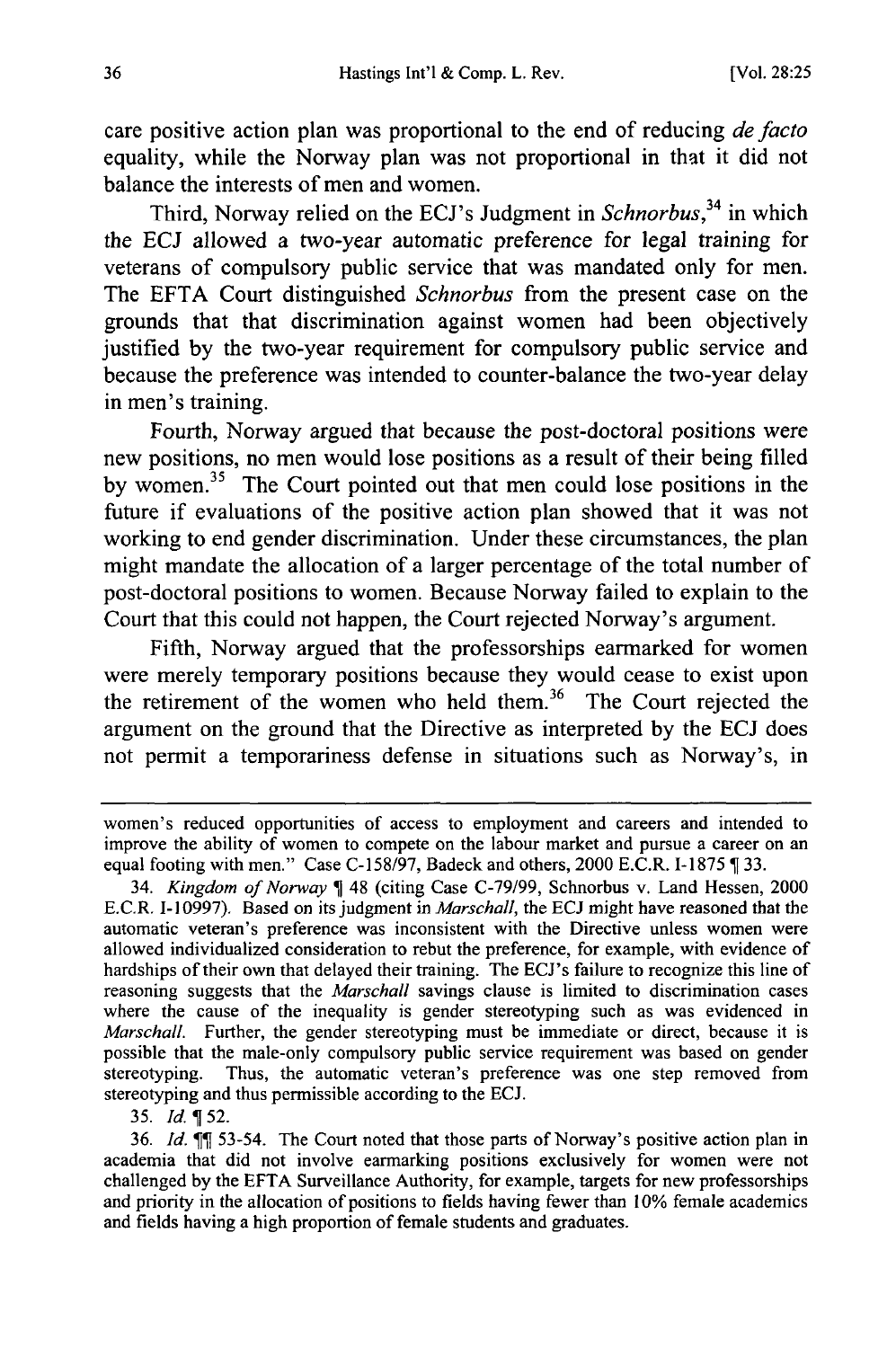care positive action plan was proportional to the end of reducing *de facto* equality, while the Norway plan was not proportional in that it did not balance the interests of men and women.

Third, Norway relied on the ECJ's Judgment in *Schnorbus*,[34] in which the ECJ allowed a two-year automatic preference for legal training for veterans of compulsory public service that was mandated only for men. The EFTA Court distinguished *Schnorbus* from the present case on the grounds that that discrimination against women had been objectively justified by the two-year requirement for compulsory public service and because the preference was intended to counter-balance the two-year delay in men's training.

Fourth, Norway argued that because the post-doctoral positions were new positions, no men would lose positions as a result of their being filled by women.[35] The Court pointed out that men could lose positions in the future if evaluations of the positive action plan showed that it was not working to end gender discrimination. Under these circumstances, the plan might mandate the allocation of a larger percentage of the total number of post-doctoral positions to women. Because Norway failed to explain to the Court that this could not happen, the Court rejected Norway's argument.

Fifth, Norway argued that the professorships earmarked for women were merely temporary positions because they would cease to exist upon the retirement of the women who held them.[36] The Court rejected the argument on the ground that the Directive as interpreted by the ECJ does not permit a temporariness defense in situations such as Norway's, in

---

women's reduced opportunities of access to employment and careers and intended to improve the ability of women to compete on the labour market and pursue a career on an equal footing with men." Case C-158/97, Badeck and others, 2000 E.C.R. I-1875 ¶ 33.

34. *Kingdom of Norway* ¶ 48 (citing Case C-79/99, Schnorbus v. Land Hessen, 2000 E.C.R. I-10997). Based on its judgment in *Marschall*, the ECJ might have reasoned that the automatic veteran's preference was inconsistent with the Directive unless women were allowed individualized consideration to rebut the preference, for example, with evidence of hardships of their own that delayed their training. The ECJ's failure to recognize this line of reasoning suggests that the *Marschall* savings clause is limited to discrimination cases where the cause of the inequality is gender stereotyping such as was evidenced in *Marschall*. Further, the gender stereotyping must be immediate or direct, because it is possible that the male-only compulsory public service requirement was based on gender stereotyping. Thus, the automatic veteran's preference was one step removed from stereotyping and thus permissible according to the ECJ.

35. *Id.* ¶ 52.

36. *Id.* ¶¶ 53-54. The Court noted that those parts of Norway's positive action plan in academia that did not involve earmarking positions exclusively for women were not challenged by the EFTA Surveillance Authority, for example, targets for new professorships and priority in the allocation of positions to fields having fewer than 10% female academics and fields having a high proportion of female students and graduates.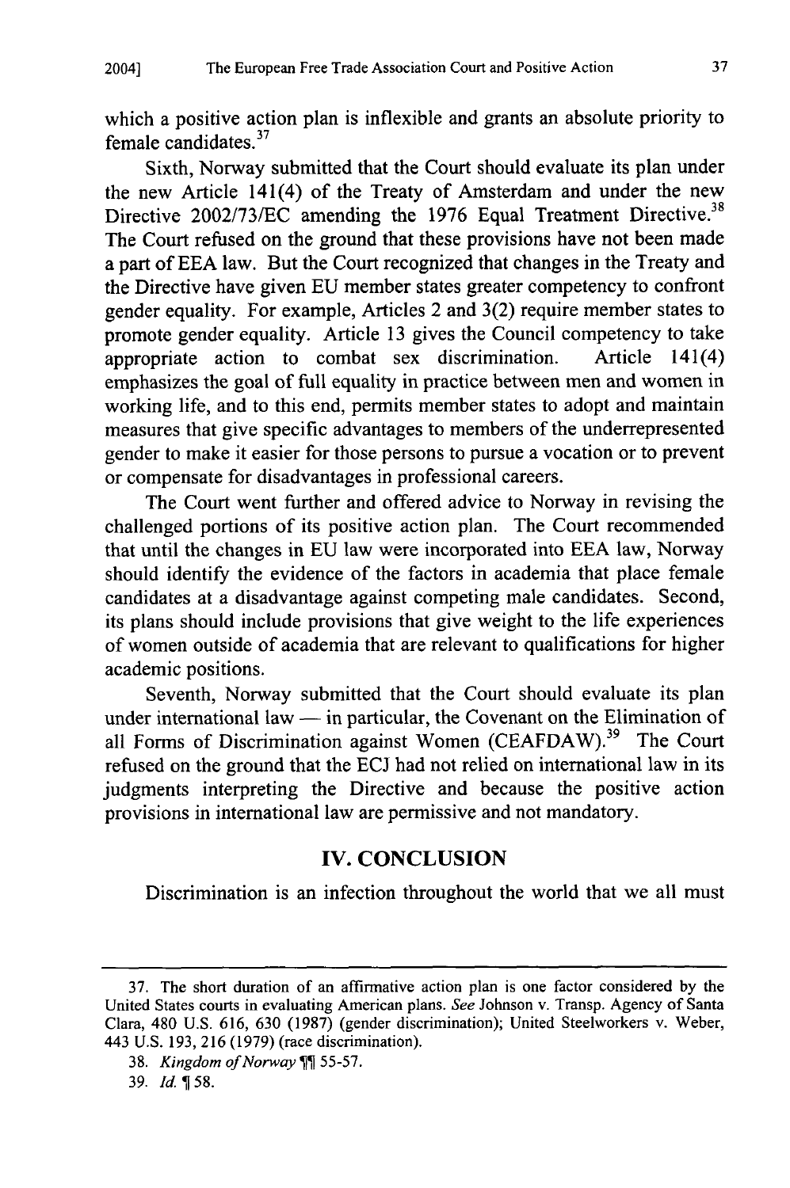which a positive action plan is inflexible and grants an absolute priority to female candidates.[37]

Sixth, Norway submitted that the Court should evaluate its plan under the new Article 141(4) of the Treaty of Amsterdam and under the new Directive 2002/73/EC amending the 1976 Equal Treatment Directive.[38] The Court refused on the ground that these provisions have not been made a part of EEA law. But the Court recognized that changes in the Treaty and the Directive have given EU member states greater competency to confront gender equality. For example, Articles 2 and 3(2) require member states to promote gender equality. Article 13 gives the Council competency to take appropriate action to combat sex discrimination. Article 141(4) emphasizes the goal of full equality in practice between men and women in working life, and to this end, permits member states to adopt and maintain measures that give specific advantages to members of the underrepresented gender to make it easier for those persons to pursue a vocation or to prevent or compensate for disadvantages in professional careers.

The Court went further and offered advice to Norway in revising the challenged portions of its positive action plan. The Court recommended that until the changes in EU law were incorporated into EEA law, Norway should identify the evidence of the factors in academia that place female candidates at a disadvantage against competing male candidates. Second, its plans should include provisions that give weight to the life experiences of women outside of academia that are relevant to qualifications for higher academic positions.

Seventh, Norway submitted that the Court should evaluate its plan under international law — in particular, the Covenant on the Elimination of all Forms of Discrimination against Women (CEAFDAW).[39] The Court refused on the ground that the ECJ had not relied on international law in its judgments interpreting the Directive and because the positive action provisions in international law are permissive and not mandatory.

## IV. CONCLUSION

Discrimination is an infection throughout the world that we all must

---

37. The short duration of an affirmative action plan is one factor considered by the United States courts in evaluating American plans. *See* Johnson v. Transp. Agency of Santa Clara, 480 U.S. 616, 630 (1987) (gender discrimination); United Steelworkers v. Weber, 443 U.S. 193, 216 (1979) (race discrimination).

38. *Kingdom of Norway* ¶¶ 55-57.

39. *Id.* ¶ 58.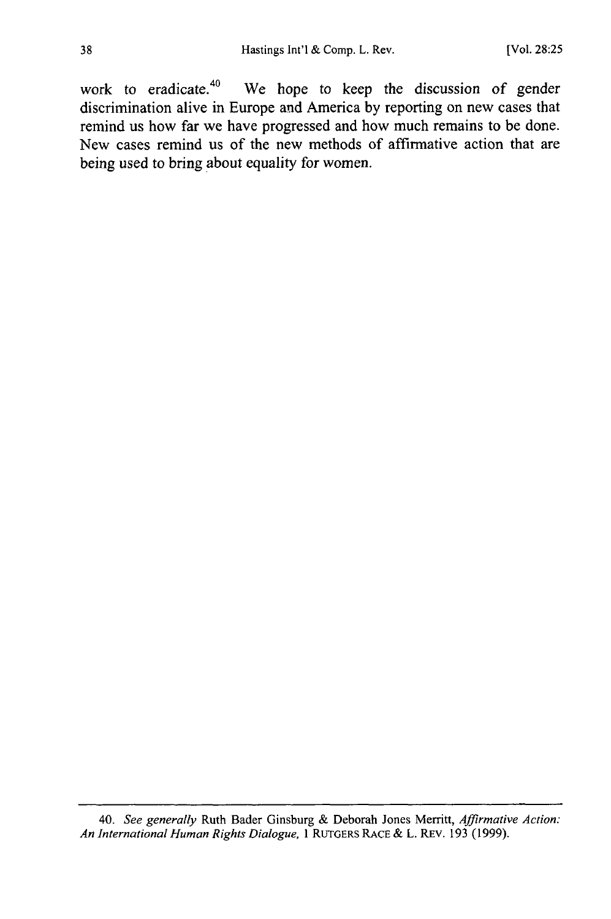work to eradicate.[40] We hope to keep the discussion of gender discrimination alive in Europe and America by reporting on new cases that remind us how far we have progressed and how much remains to be done. New cases remind us of the new methods of affirmative action that are being used to bring about equality for women.

---

40. *See generally* Ruth Bader Ginsburg & Deborah Jones Merritt, *Affirmative Action: An International Human Rights Dialogue*, 1 RUTGERS RACE & L. REV. 193 (1999).